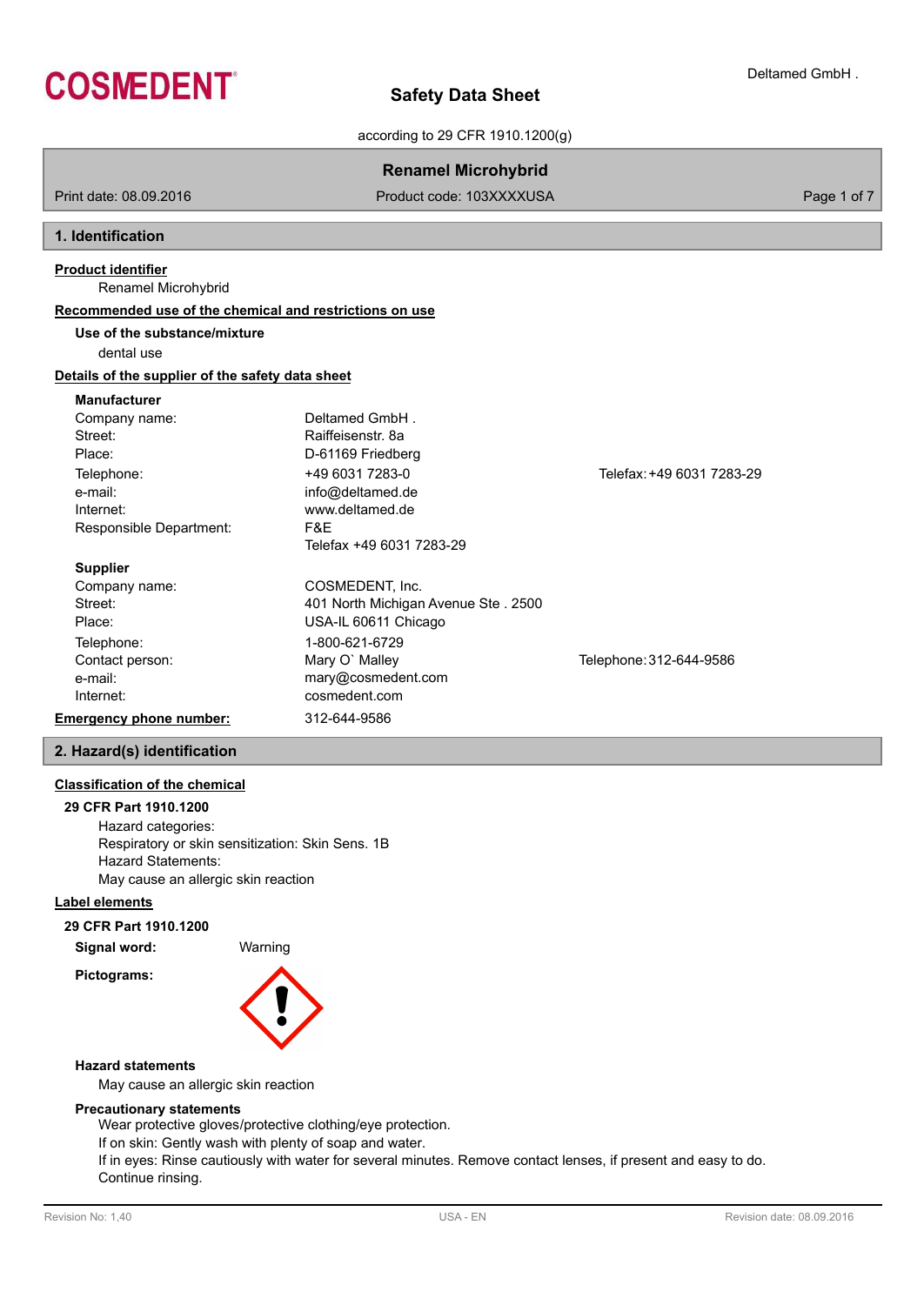# Safety Data Sheet

according to 29 CFR 1910.1200(g)

**Renamel Microhybrid**

Print date: 08.09.2016 | Product code: 103XXXXUSA

## 1. Identification

**Product identifier**

Renamel Microhybrid

**Recommended use of the chemical and restrictions on use**

**Use of the substance/mixture**

dental use

**Details of the supplier of the safety data sheet**

**Manufacturer**

| | | |
|---|---|---|
| Company name: | Deltamed GmbH . | |
| Street: | Raiffeisenstr. 8a | |
| Place: | D-61169 Friedberg | |
| Telephone: | +49 6031 7283-0 | Telefax: +49 6031 7283-29 |
| e-mail: | info@deltamed.de | |
| Internet: | www.deltamed.de | |
| Responsible Department: | F&E<br>Telefax +49 6031 7283-29 | |

**Supplier**

| | | |
|---|---|---|
| Company name: | COSMEDENT, Inc. | |
| Street: | 401 North Michigan Avenue Ste . 2500 | |
| Place: | USA-IL 60611 Chicago | |
| Telephone: | 1-800-621-6729 | |
| Contact person: | Mary O` Malley | Telephone: 312-644-9586 |
| e-mail: | mary@cosmedent.com | |
| Internet: | cosmedent.com | |

**Emergency phone number:** 312-644-9586

## 2. Hazard(s) identification

**Classification of the chemical**

**29 CFR Part 1910.1200**

Hazard categories:
Respiratory or skin sensitization: Skin Sens. 1B
Hazard Statements:
May cause an allergic skin reaction

**Label elements**

**29 CFR Part 1910.1200**

**Signal word:** Warning

**Pictograms:**

**Hazard statements**

May cause an allergic skin reaction

**Precautionary statements**

Wear protective gloves/protective clothing/eye protection.
If on skin: Gently wash with plenty of soap and water.
If in eyes: Rinse cautiously with water for several minutes. Remove contact lenses, if present and easy to do. Continue rinsing.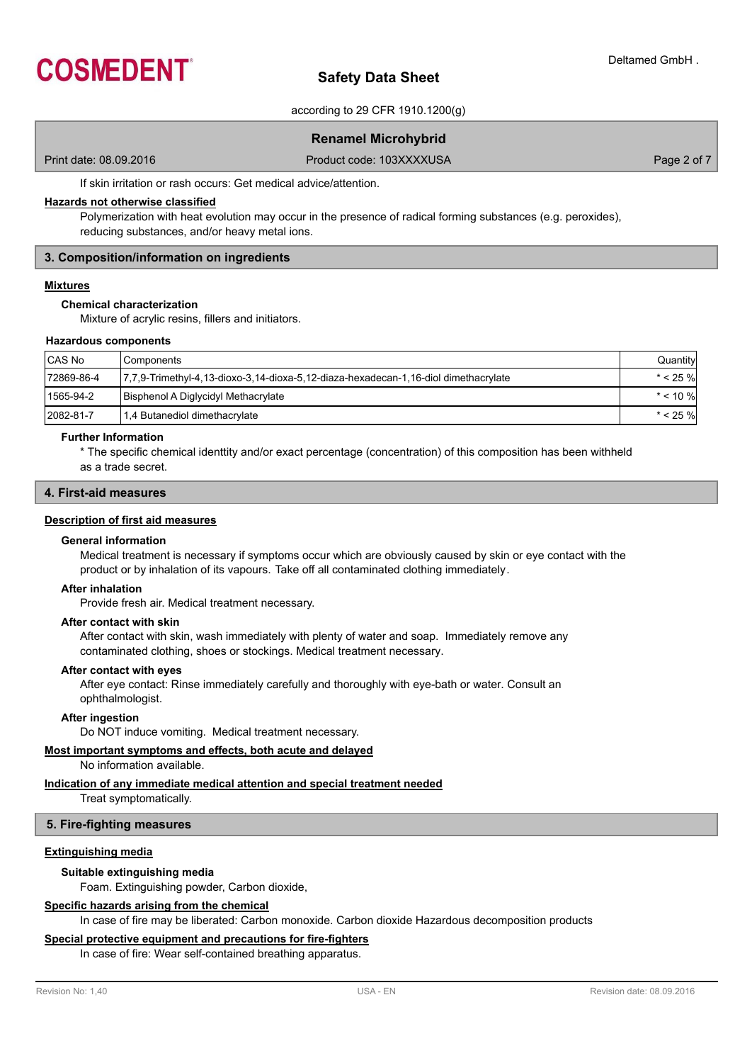If skin irritation or rash occurs: Get medical advice/attention.

**Hazards not otherwise classified**

Polymerization with heat evolution may occur in the presence of radical forming substances (e.g. peroxides), reducing substances, and/or heavy metal ions.

## 3. Composition/information on ingredients

**Mixtures**

**Chemical characterization**

Mixture of acrylic resins, fillers and initiators.

**Hazardous components**

| CAS No | Components | Quantity |
|---|---|---|
| 72869-86-4 | 7,7,9-Trimethyl-4,13-dioxo-3,14-dioxa-5,12-diaza-hexadecan-1,16-diol dimethacrylate | * < 25 % |
| 1565-94-2 | Bisphenol A Diglycidyl Methacrylate | * < 10 % |
| 2082-81-7 | 1,4 Butanediol dimethacrylate | * < 25 % |

**Further Information**

* The specific chemical identtity and/or exact percentage (concentration) of this composition has been withheld as a trade secret.

## 4. First-aid measures

**Description of first aid measures**

**General information**

Medical treatment is necessary if symptoms occur which are obviously caused by skin or eye contact with the product or by inhalation of its vapours. Take off all contaminated clothing immediately.

**After inhalation**

Provide fresh air. Medical treatment necessary.

**After contact with skin**

After contact with skin, wash immediately with plenty of water and soap. Immediately remove any contaminated clothing, shoes or stockings. Medical treatment necessary.

**After contact with eyes**

After eye contact: Rinse immediately carefully and thoroughly with eye-bath or water. Consult an ophthalmologist.

**After ingestion**

Do NOT induce vomiting. Medical treatment necessary.

**Most important symptoms and effects, both acute and delayed**

No information available.

**Indication of any immediate medical attention and special treatment needed**

Treat symptomatically.

## 5. Fire-fighting measures

**Extinguishing media**

**Suitable extinguishing media**

Foam. Extinguishing powder, Carbon dioxide,

**Specific hazards arising from the chemical**

In case of fire may be liberated: Carbon monoxide. Carbon dioxide Hazardous decomposition products

**Special protective equipment and precautions for fire-fighters**

In case of fire: Wear self-contained breathing apparatus.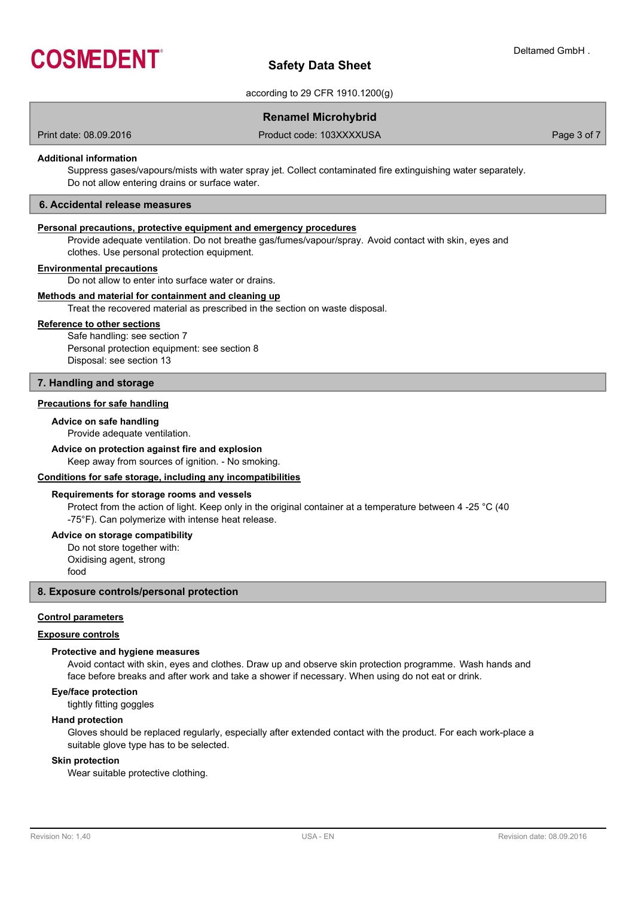#### Additional information

Suppress gases/vapours/mists with water spray jet. Collect contaminated fire extinguishing water separately. Do not allow entering drains or surface water.

## 6. Accidental release measures

**Personal precautions, protective equipment and emergency procedures**

Provide adequate ventilation. Do not breathe gas/fumes/vapour/spray. Avoid contact with skin, eyes and clothes. Use personal protection equipment.

**Environmental precautions**

Do not allow to enter into surface water or drains.

**Methods and material for containment and cleaning up**

Treat the recovered material as prescribed in the section on waste disposal.

**Reference to other sections**

Safe handling: see section 7
Personal protection equipment: see section 8
Disposal: see section 13

## 7. Handling and storage

**Precautions for safe handling**

#### Advice on safe handling

Provide adequate ventilation.

#### Advice on protection against fire and explosion

Keep away from sources of ignition. - No smoking.

**Conditions for safe storage, including any incompatibilities**

#### Requirements for storage rooms and vessels

Protect from the action of light. Keep only in the original container at a temperature between 4 -25 °C (40 -75°F). Can polymerize with intense heat release.

#### Advice on storage compatibility

Do not store together with:
Oxidising agent, strong
food

## 8. Exposure controls/personal protection

**Control parameters**

**Exposure controls**

#### Protective and hygiene measures

Avoid contact with skin, eyes and clothes. Draw up and observe skin protection programme. Wash hands and face before breaks and after work and take a shower if necessary. When using do not eat or drink.

#### Eye/face protection

tightly fitting goggles

#### Hand protection

Gloves should be replaced regularly, especially after extended contact with the product. For each work-place a suitable glove type has to be selected.

#### Skin protection

Wear suitable protective clothing.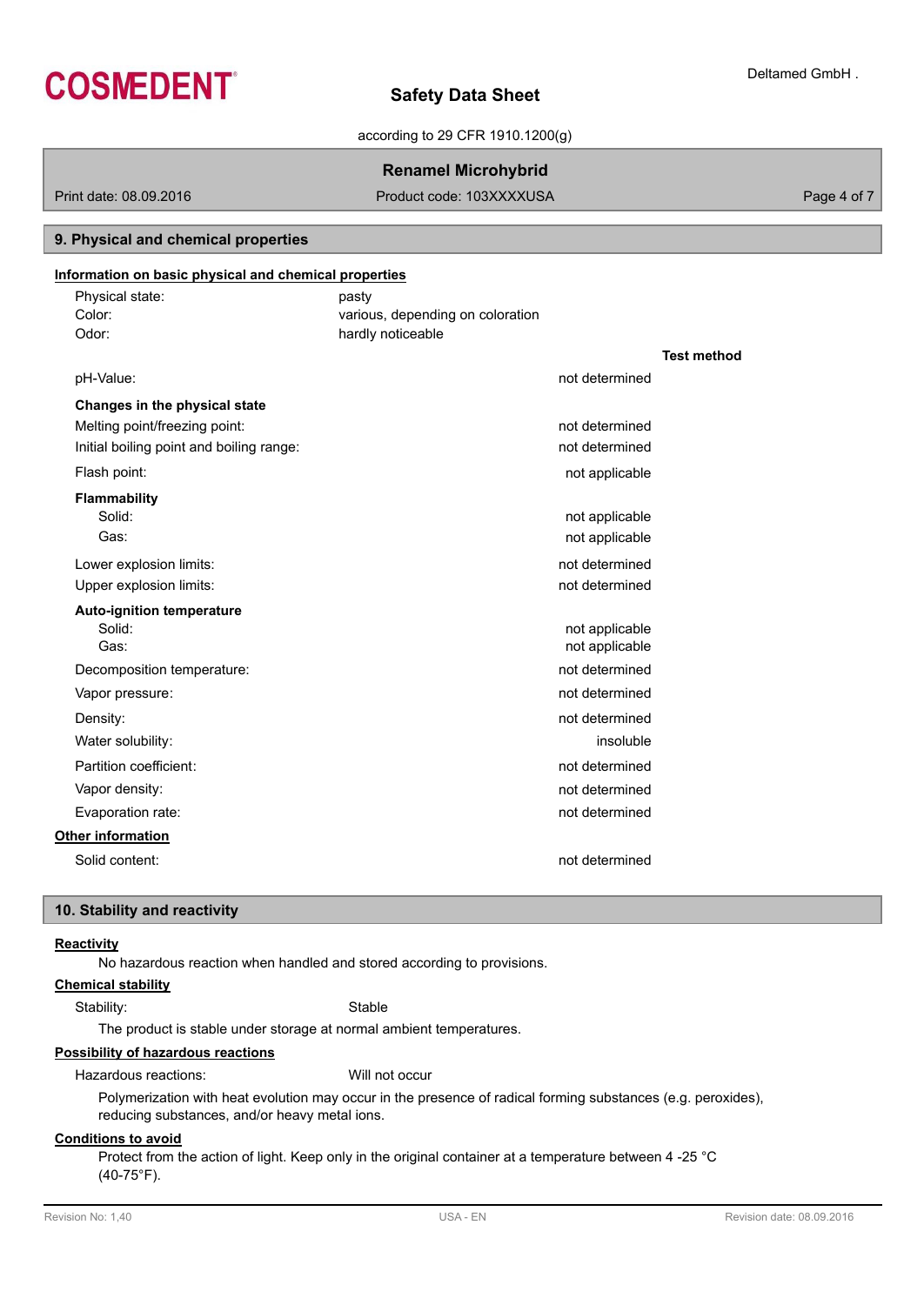## 9. Physical and chemical properties

**Information on basic physical and chemical properties**

| | | |
|---|---|---|
| Physical state: | pasty | |
| Color: | various, depending on coloration | |
| Odor: | hardly noticeable | |
| | | **Test method** |
| pH-Value: | not determined | |
| **Changes in the physical state** | | |
| Melting point/freezing point: | not determined | |
| Initial boiling point and boiling range: | not determined | |
| Flash point: | not applicable | |
| **Flammability** | | |
| Solid: | not applicable | |
| Gas: | not applicable | |
| Lower explosion limits: | not determined | |
| Upper explosion limits: | not determined | |
| **Auto-ignition temperature** | | |
| Solid: | not applicable | |
| Gas: | not applicable | |
| Decomposition temperature: | not determined | |
| Vapor pressure: | not determined | |
| Density: | not determined | |
| Water solubility: | insoluble | |
| Partition coefficient: | not determined | |
| Vapor density: | not determined | |
| Evaporation rate: | not determined | |

**Other information**

| | |
|---|---|
| Solid content: | not determined |

## 10. Stability and reactivity

**Reactivity**

No hazardous reaction when handled and stored according to provisions.

**Chemical stability**

Stability: Stable

The product is stable under storage at normal ambient temperatures.

**Possibility of hazardous reactions**

Hazardous reactions: Will not occur

Polymerization with heat evolution may occur in the presence of radical forming substances (e.g. peroxides), reducing substances, and/or heavy metal ions.

**Conditions to avoid**

Protect from the action of light. Keep only in the original container at a temperature between 4 -25 °C (40-75°F).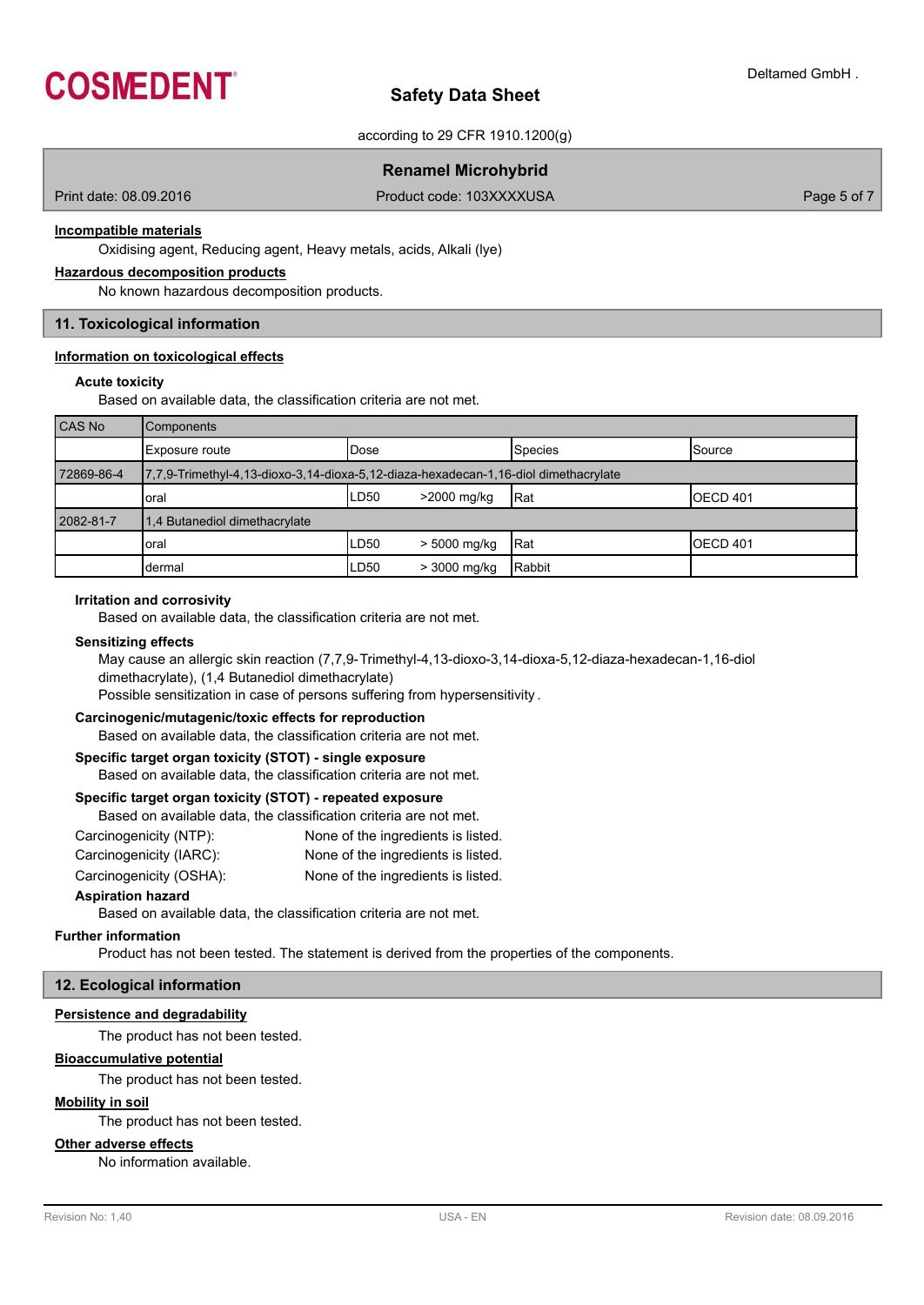**Incompatible materials**

Oxidising agent, Reducing agent, Heavy metals, acids, Alkali (lye)

**Hazardous decomposition products**

No known hazardous decomposition products.

## 11. Toxicological information

**Information on toxicological effects**

### Acute toxicity

Based on available data, the classification criteria are not met.

| CAS No | Components | | | | |
|---|---|---|---|---|---|
| | Exposure route | Dose | | Species | Source |
| 72869-86-4 | 7,7,9-Trimethyl-4,13-dioxo-3,14-dioxa-5,12-diaza-hexadecan-1,16-diol dimethacrylate | | | | |
| | oral | LD50 | >2000 mg/kg | Rat | OECD 401 |
| 2082-81-7 | 1,4 Butanediol dimethacrylate | | | | |
| | oral | LD50 | > 5000 mg/kg | Rat | OECD 401 |
| | dermal | LD50 | > 3000 mg/kg | Rabbit | |

### Irritation and corrosivity

Based on available data, the classification criteria are not met.

### Sensitizing effects

May cause an allergic skin reaction (7,7,9-Trimethyl-4,13-dioxo-3,14-dioxa-5,12-diaza-hexadecan-1,16-diol dimethacrylate), (1,4 Butanediol dimethacrylate)

Possible sensitization in case of persons suffering from hypersensitivity .

### Carcinogenic/mutagenic/toxic effects for reproduction

Based on available data, the classification criteria are not met.

### Specific target organ toxicity (STOT) - single exposure

Based on available data, the classification criteria are not met.

### Specific target organ toxicity (STOT) - repeated exposure

Based on available data, the classification criteria are not met.

Carcinogenicity (NTP): None of the ingredients is listed.

Carcinogenicity (IARC): None of the ingredients is listed.

Carcinogenicity (OSHA): None of the ingredients is listed.

### Aspiration hazard

Based on available data, the classification criteria are not met.

**Further information**

Product has not been tested. The statement is derived from the properties of the components.

## 12. Ecological information

**Persistence and degradability**

The product has not been tested.

**Bioaccumulative potential**

The product has not been tested.

**Mobility in soil**

The product has not been tested.

**Other adverse effects**

No information available.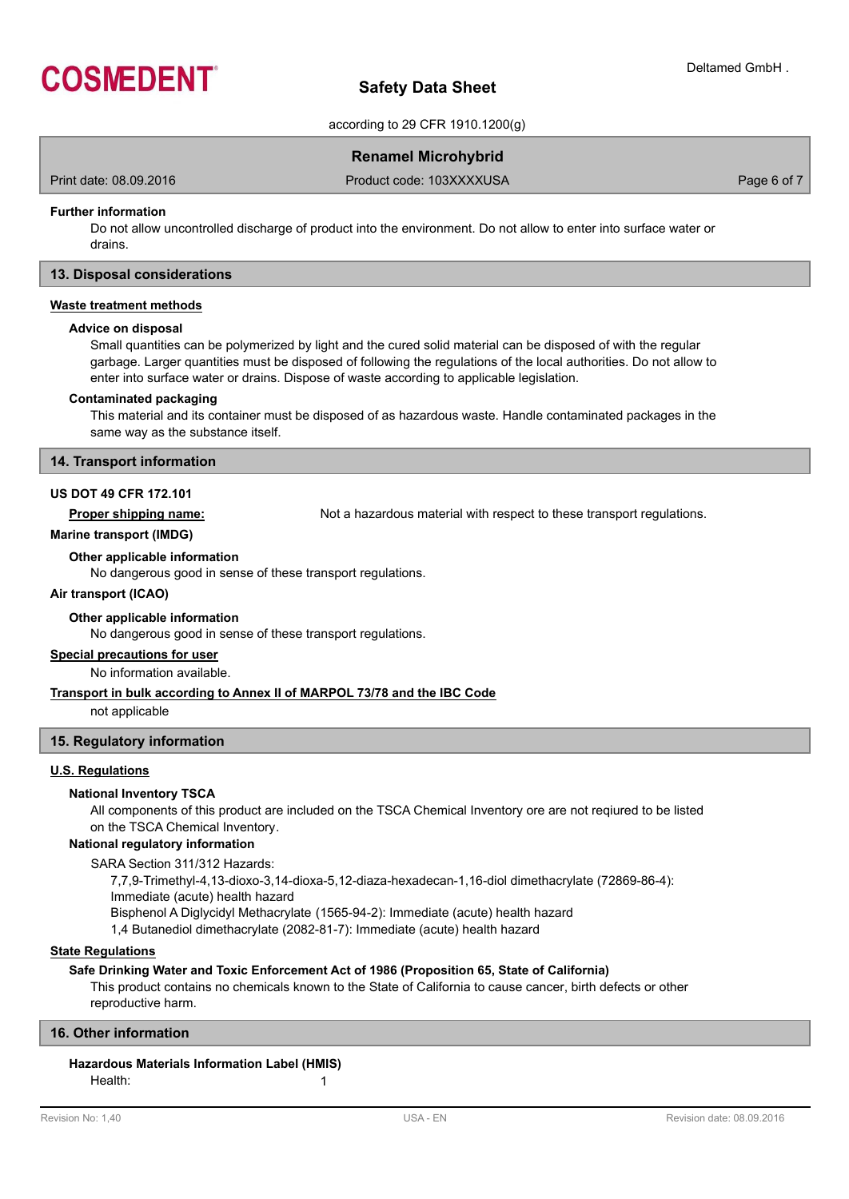### Further information

Do not allow uncontrolled discharge of product into the environment. Do not allow to enter into surface water or drains.

## 13. Disposal considerations

### Waste treatment methods

**Advice on disposal**

Small quantities can be polymerized by light and the cured solid material can be disposed of with the regular garbage. Larger quantities must be disposed of following the regulations of the local authorities. Do not allow to enter into surface water or drains. Dispose of waste according to applicable legislation.

**Contaminated packaging**

This material and its container must be disposed of as hazardous waste. Handle contaminated packages in the same way as the substance itself.

## 14. Transport information

### US DOT 49 CFR 172.101

**Proper shipping name:** Not a hazardous material with respect to these transport regulations.

### Marine transport (IMDG)

**Other applicable information**

No dangerous good in sense of these transport regulations.

### Air transport (ICAO)

**Other applicable information**

No dangerous good in sense of these transport regulations.

### Special precautions for user

No information available.

### Transport in bulk according to Annex II of MARPOL 73/78 and the IBC Code

not applicable

## 15. Regulatory information

### U.S. Regulations

**National Inventory TSCA**

All components of this product are included on the TSCA Chemical Inventory ore are not reqiured to be listed on the TSCA Chemical Inventory.

**National regulatory information**

SARA Section 311/312 Hazards:

7,7,9-Trimethyl-4,13-dioxo-3,14-dioxa-5,12-diaza-hexadecan-1,16-diol dimethacrylate (72869-86-4): Immediate (acute) health hazard
Bisphenol A Diglycidyl Methacrylate (1565-94-2): Immediate (acute) health hazard
1,4 Butanediol dimethacrylate (2082-81-7): Immediate (acute) health hazard

### State Regulations

**Safe Drinking Water and Toxic Enforcement Act of 1986 (Proposition 65, State of California)**

This product contains no chemicals known to the State of California to cause cancer, birth defects or other reproductive harm.

## 16. Other information

**Hazardous Materials Information Label (HMIS)**

Health: 1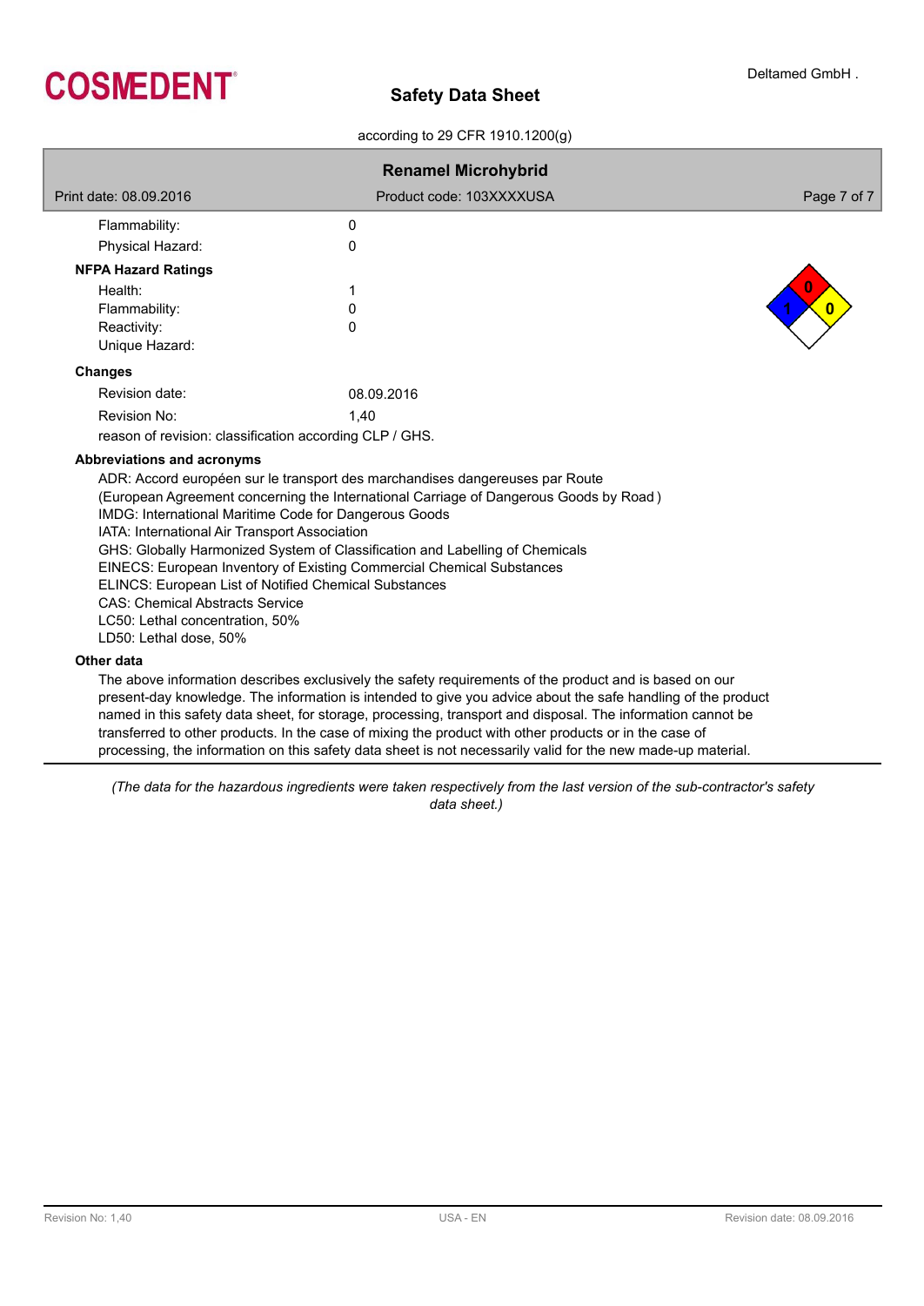Flammability: 0

Physical Hazard: 0

**NFPA Hazard Ratings**

Health: 1

Flammability: 0

Reactivity: 0

Unique Hazard:

**Changes**

Revision date: 08.09.2016

Revision No: 1,40

reason of revision: classification according CLP / GHS.

**Abbreviations and acronyms**

ADR: Accord européen sur le transport des marchandises dangereuses par Route
(European Agreement concerning the International Carriage of Dangerous Goods by Road )
IMDG: International Maritime Code for Dangerous Goods
IATA: International Air Transport Association
GHS: Globally Harmonized System of Classification and Labelling of Chemicals
EINECS: European Inventory of Existing Commercial Chemical Substances
ELINCS: European List of Notified Chemical Substances
CAS: Chemical Abstracts Service
LC50: Lethal concentration, 50%
LD50: Lethal dose, 50%

**Other data**

The above information describes exclusively the safety requirements of the product and is based on our present-day knowledge. The information is intended to give you advice about the safe handling of the product named in this safety data sheet, for storage, processing, transport and disposal. The information cannot be transferred to other products. In the case of mixing the product with other products or in the case of processing, the information on this safety data sheet is not necessarily valid for the new made-up material.

---

*(The data for the hazardous ingredients were taken respectively from the last version of the sub-contractor's safety data sheet.)*